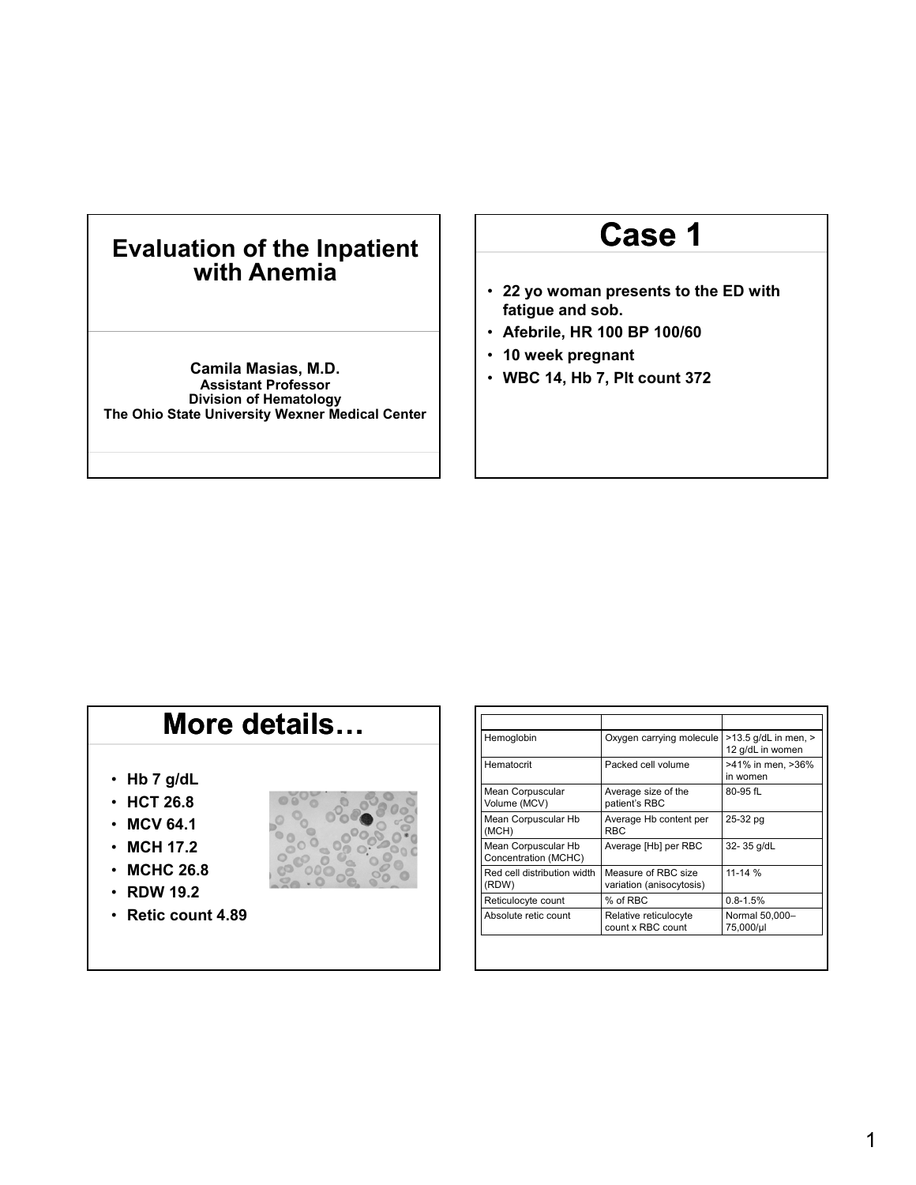# Evaluation of the Inpatient with Anemia

**Camila Masias, M.D.**
**Assistant Professor**
**Division of Hematology**
**The Ohio State University Wexner Medical Center**

# Case 1

- **22 yo woman presents to the ED with fatigue and sob.**
- **Afebrile, HR 100 BP 100/60**
- **10 week pregnant**
- **WBC 14, Hb 7, Plt count 372**

# More details…

- **Hb 7 g/dL**
- **HCT 26.8**
- **MCV 64.1**
- **MCH 17.2**
- **MCHC 26.8**
- **RDW 19.2**
- **Retic count 4.89**

| | | |
|---|---|---|
| Hemoglobin | Oxygen carrying molecule | >13.5 g/dL in men, > 12 g/dL in women |
| Hematocrit | Packed cell volume | >41% in men, >36% in women |
| Mean Corpuscular Volume (MCV) | Average size of the patient's RBC | 80-95 fL |
| Mean Corpuscular Hb (MCH) | Average Hb content per RBC | 25-32 pg |
| Mean Corpuscular Hb Concentration (MCHC) | Average [Hb] per RBC | 32- 35 g/dL |
| Red cell distribution width (RDW) | Measure of RBC size variation (anisocytosis) | 11-14 % |
| Reticulocyte count | % of RBC | 0.8-1.5% |
| Absolute retic count | Relative reticulocyte count x RBC count | Normal 50,000–75,000/µl |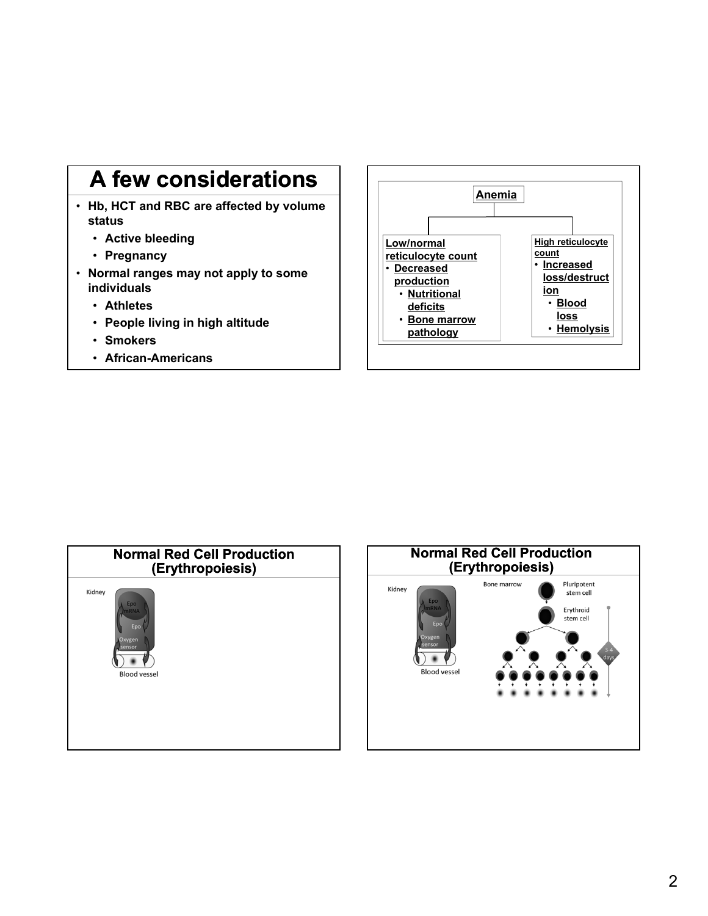## A few considerations

- Hb, HCT and RBC are affected by volume status
  - Active bleeding
  - Pregnancy
- Normal ranges may not apply to some individuals
  - Athletes
  - People living in high altitude
  - Smokers
  - African-Americans

**Anemia**

- **Low/normal reticulocyte count**
  - **Decreased production**
    - **Nutritional deficits**
    - **Bone marrow pathology**
- **High reticulocyte count**
  - **Increased loss/destruction**
    - **Blood loss**
    - **Hemolysis**

## Normal Red Cell Production (Erythropoiesis)

Kidney

Epo mRNA

Epo

Oxygen sensor

Blood vessel

## Normal Red Cell Production (Erythropoiesis)

Kidney

Epo mRNA

Epo

Oxygen sensor

Blood vessel

Bone marrow

Pluripotent stem cell

Erythroid stem cell

3-4 days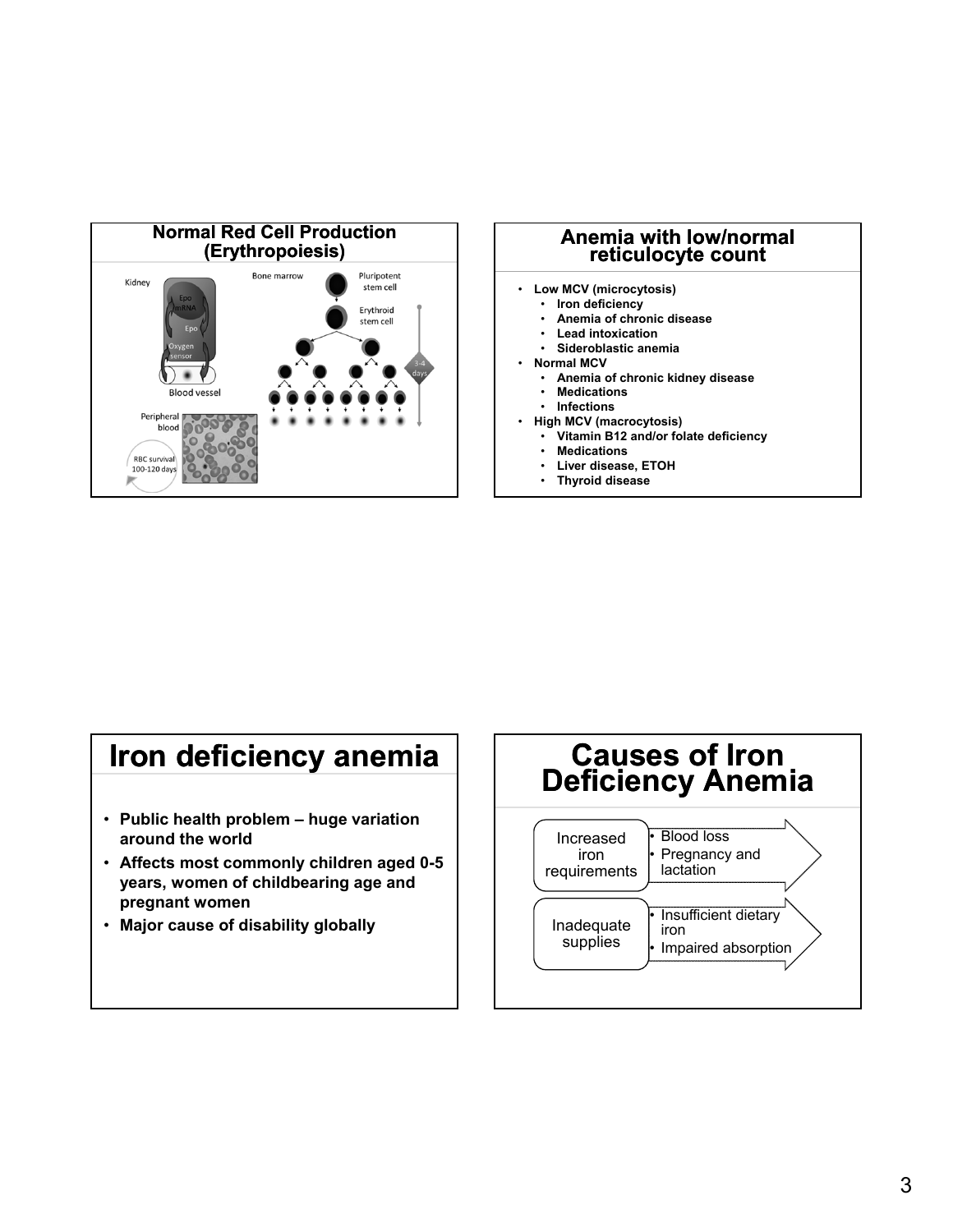## Normal Red Cell Production (Erythropoiesis)

Kidney

Epo mRNA

Epo

Oxygen sensor

Blood vessel

Bone marrow

Pluripotent stem cell

Erythroid stem cell

3-4 days

Peripheral blood

RBC survival 100-120 days

## Anemia with low/normal reticulocyte count

- **Low MCV (microcytosis)**
  - **Iron deficiency**
  - **Anemia of chronic disease**
  - **Lead intoxication**
  - **Sideroblastic anemia**
- **Normal MCV**
  - **Anemia of chronic kidney disease**
  - **Medications**
  - **Infections**
- **High MCV (macrocytosis)**
  - **Vitamin B12 and/or folate deficiency**
  - **Medications**
  - **Liver disease, ETOH**
  - **Thyroid disease**

# Iron deficiency anemia

- **Public health problem – huge variation around the world**
- **Affects most commonly children aged 0-5 years, women of childbearing age and pregnant women**
- **Major cause of disability globally**

# Causes of Iron Deficiency Anemia

Increased iron requirements
- Blood loss
- Pregnancy and lactation

Inadequate supplies
- Insufficient dietary iron
- Impaired absorption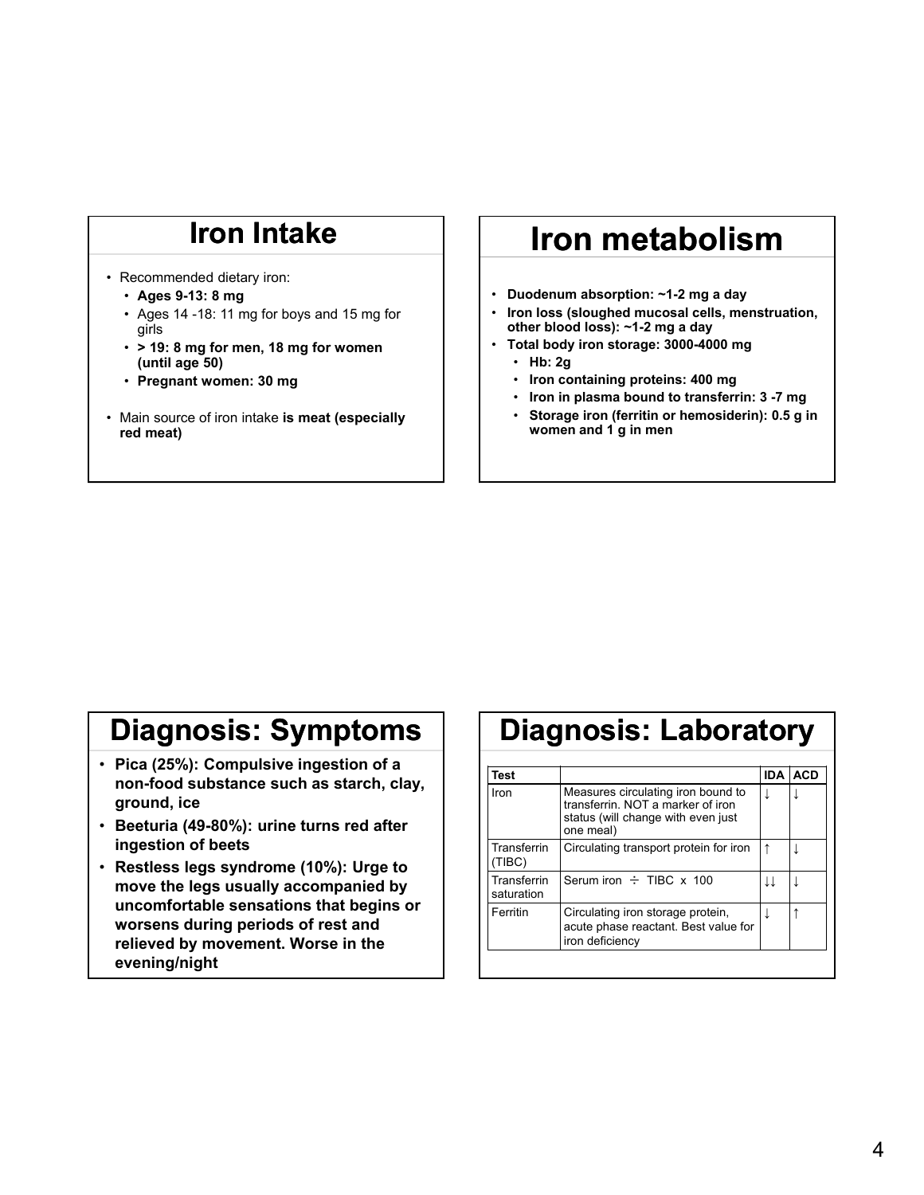## Iron Intake

- Recommended dietary iron:
  - **Ages 9-13: 8 mg**
  - Ages 14 -18: 11 mg for boys and 15 mg for girls
  - **> 19: 8 mg for men, 18 mg for women (until age 50)**
  - **Pregnant women: 30 mg**
- Main source of iron intake **is meat (especially red meat)**

## Iron metabolism

- **Duodenum absorption: ~1-2 mg a day**
- **Iron loss (sloughed mucosal cells, menstruation, other blood loss): ~1-2 mg a day**
- **Total body iron storage: 3000-4000 mg**
  - **Hb: 2g**
  - **Iron containing proteins: 400 mg**
  - **Iron in plasma bound to transferrin: 3 -7 mg**
  - **Storage iron (ferritin or hemosiderin): 0.5 g in women and 1 g in men**

## Diagnosis: Symptoms

- **Pica (25%): Compulsive ingestion of a non-food substance such as starch, clay, ground, ice**
- **Beeturia (49-80%): urine turns red after ingestion of beets**
- **Restless legs syndrome (10%): Urge to move the legs usually accompanied by uncomfortable sensations that begins or worsens during periods of rest and relieved by movement. Worse in the evening/night**

## Diagnosis: Laboratory

| Test | | IDA | ACD |
|---|---|---|---|
| Iron | Measures circulating iron bound to transferrin. NOT a marker of iron status (will change with even just one meal) | ↓ | ↓ |
| Transferrin (TIBC) | Circulating transport protein for iron | ↑ | ↓ |
| Transferrin saturation | Serum iron ÷ TIBC x 100 | ↓↓ | ↓ |
| Ferritin | Circulating iron storage protein, acute phase reactant. Best value for iron deficiency | ↓ | ↑ |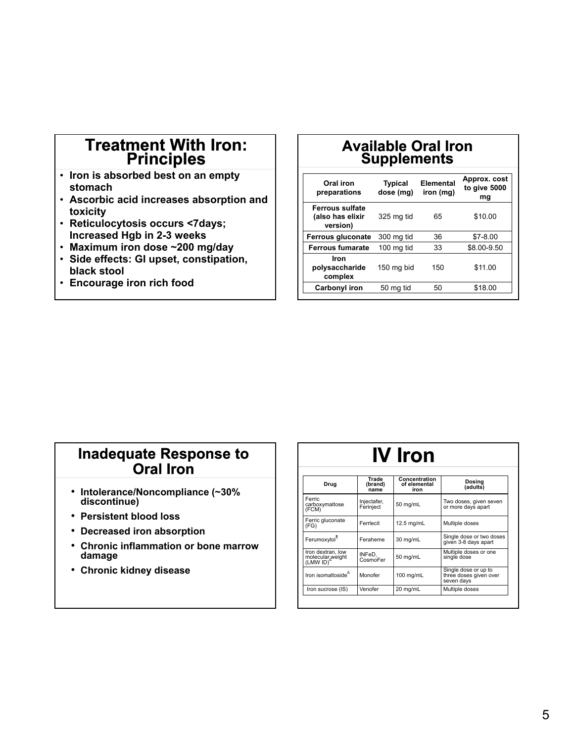## Treatment With Iron: Principles

- Iron is absorbed best on an empty stomach
- Ascorbic acid increases absorption and toxicity
- Reticulocytosis occurs <7days; Increased Hgb in 2-3 weeks
- Maximum iron dose ~200 mg/day
- Side effects: GI upset, constipation, black stool
- Encourage iron rich food

## Available Oral Iron Supplements

| Oral iron preparations | Typical dose (mg) | Elemental iron (mg) | Approx. cost to give 5000 mg |
|---|---|---|---|
| Ferrous sulfate (also has elixir version) | 325 mg tid | 65 | $10.00 |
| Ferrous gluconate | 300 mg tid | 36 | $7-8.00 |
| Ferrous fumarate | 100 mg tid | 33 | $8.00-9.50 |
| Iron polysaccharide complex | 150 mg bid | 150 | $11.00 |
| Carbonyl iron | 50 mg tid | 50 | $18.00 |

## Inadequate Response to Oral Iron

- Intolerance/Noncompliance (~30% discontinue)
- Persistent blood loss
- Decreased iron absorption
- Chronic inflammation or bone marrow damage
- Chronic kidney disease

## IV Iron

| Drug | Trade (brand) name | Concentration of elemental iron | Dosing (adults) |
|---|---|---|---|
| Ferric carboxymaltose (FCM) | Injectafer, Ferinject | 50 mg/mL | Two doses, given seven or more days apart |
| Ferric gluconate (FG) | Ferrlecit | 12.5 mg/mL | Multiple doses |
| Ferumoxytol[¶] | Feraheme | 30 mg/mL | Single dose or two doses given 3-8 days apart |
| Iron dextran, low molecular weight (LMW ID)[Δ] | INFeD, CosmoFer | 50 mg/mL | Multiple doses or one single dose |
| Iron isomaltoside[Δ] | Monofer | 100 mg/mL | Single dose or up to three doses given over seven days |
| Iron sucrose (IS) | Venofer | 20 mg/mL | Multiple doses |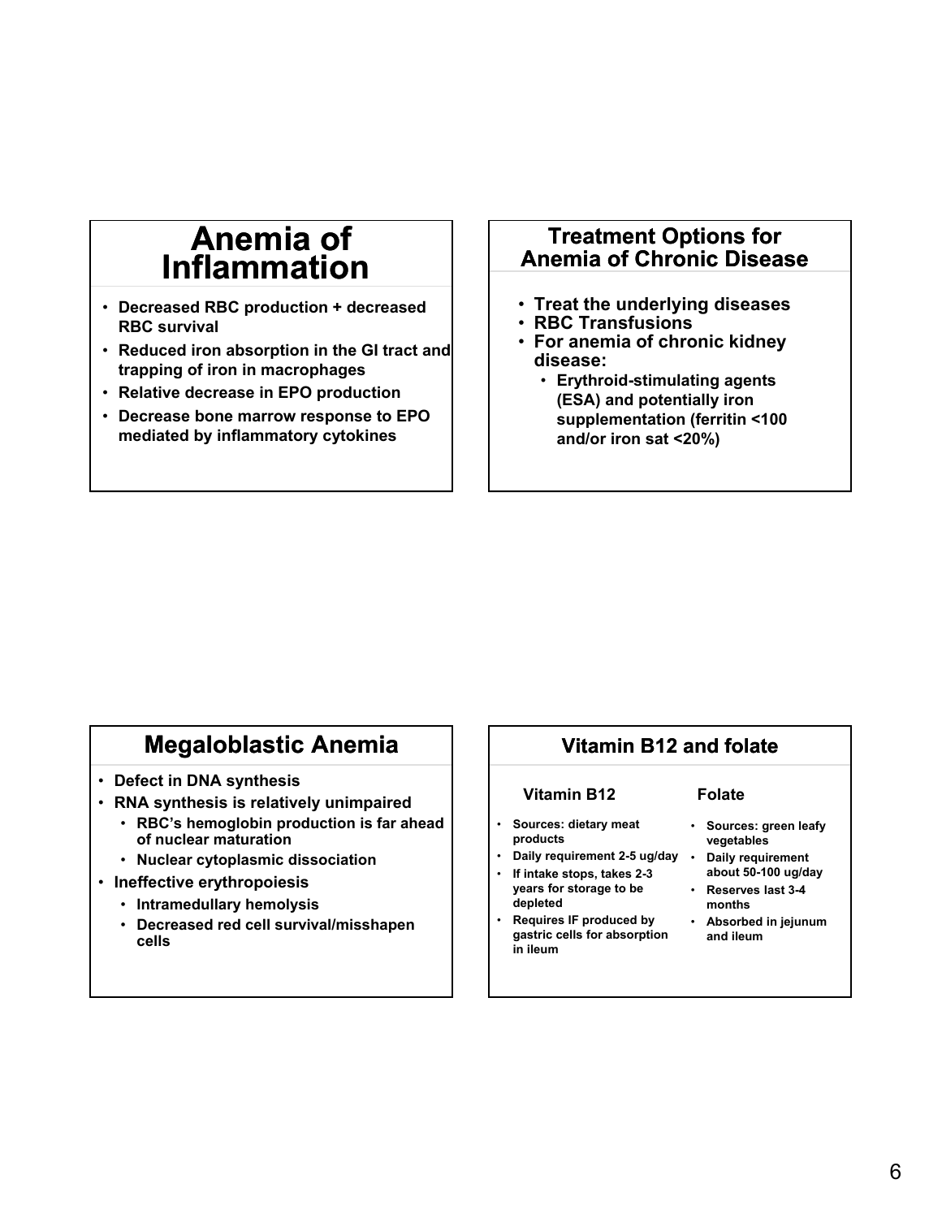## Anemia of Inflammation

- Decreased RBC production + decreased RBC survival
- Reduced iron absorption in the GI tract and trapping of iron in macrophages
- Relative decrease in EPO production
- Decrease bone marrow response to EPO mediated by inflammatory cytokines

## Treatment Options for Anemia of Chronic Disease

- Treat the underlying diseases
- RBC Transfusions
- For anemia of chronic kidney disease:
  - Erythroid-stimulating agents (ESA) and potentially iron supplementation (ferritin <100 and/or iron sat <20%)

## Megaloblastic Anemia

- Defect in DNA synthesis
- RNA synthesis is relatively unimpaired
  - RBC's hemoglobin production is far ahead of nuclear maturation
  - Nuclear cytoplasmic dissociation
- Ineffective erythropoiesis
  - Intramedullary hemolysis
  - Decreased red cell survival/misshapen cells

## Vitamin B12 and folate

**Vitamin B12**

- Sources: dietary meat products
- Daily requirement 2-5 ug/day
- If intake stops, takes 2-3 years for storage to be depleted
- Requires IF produced by gastric cells for absorption in ileum

**Folate**

- Sources: green leafy vegetables
- Daily requirement about 50-100 ug/day
- Reserves last 3-4 months
- Absorbed in jejunum and ileum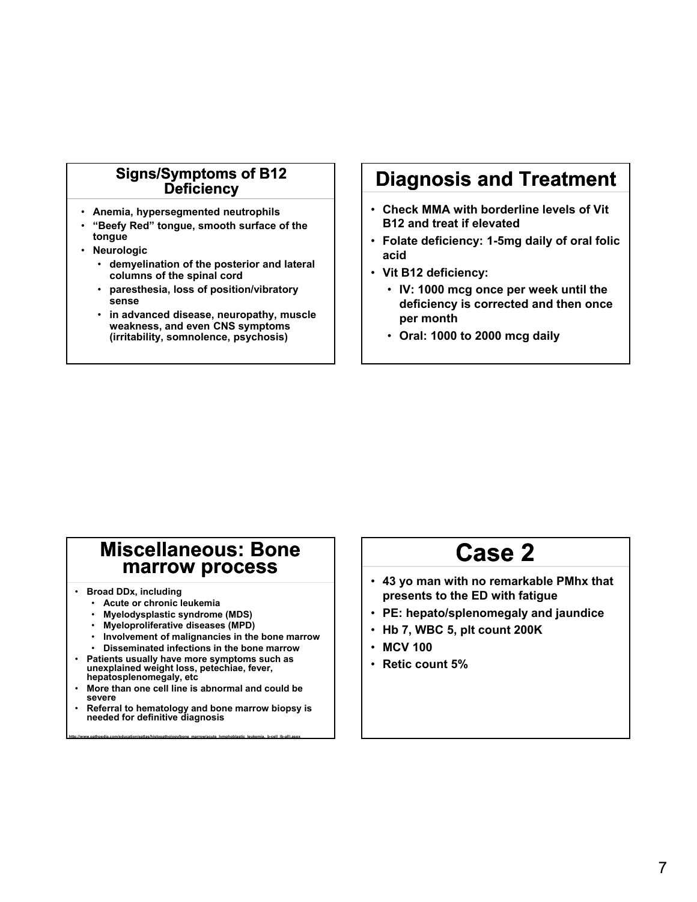## Signs/Symptoms of B12 Deficiency

- Anemia, hypersegmented neutrophils
- "Beefy Red" tongue, smooth surface of the tongue
- Neurologic
  - demyelination of the posterior and lateral columns of the spinal cord
  - paresthesia, loss of position/vibratory sense
  - in advanced disease, neuropathy, muscle weakness, and even CNS symptoms (irritability, somnolence, psychosis)

## Diagnosis and Treatment

- Check MMA with borderline levels of Vit B12 and treat if elevated
- Folate deficiency: 1-5mg daily of oral folic acid
- Vit B12 deficiency:
  - IV: 1000 mcg once per week until the deficiency is corrected and then once per month
  - Oral: 1000 to 2000 mcg daily

## Miscellaneous: Bone marrow process

- Broad DDx, including
  - Acute or chronic leukemia
  - Myelodysplastic syndrome (MDS)
  - Myeloproliferative diseases (MPD)
  - Involvement of malignancies in the bone marrow
  - Disseminated infections in the bone marrow
- Patients usually have more symptoms such as unexplained weight loss, petechiae, fever, hepatosplenomegaly, etc
- More than one cell line is abnormal and could be severe
- Referral to hematology and bone marrow biopsy is needed for definitive diagnosis

http://www.pathpedia.com/education/eatlas/histopathology/bone_marrow/acute_lymphoblastic_leukemia,_b-cell_(b-all).aspx

## Case 2

- 43 yo man with no remarkable PMhx that presents to the ED with fatigue
- PE: hepato/splenomegaly and jaundice
- Hb 7, WBC 5, plt count 200K
- MCV 100
- Retic count 5%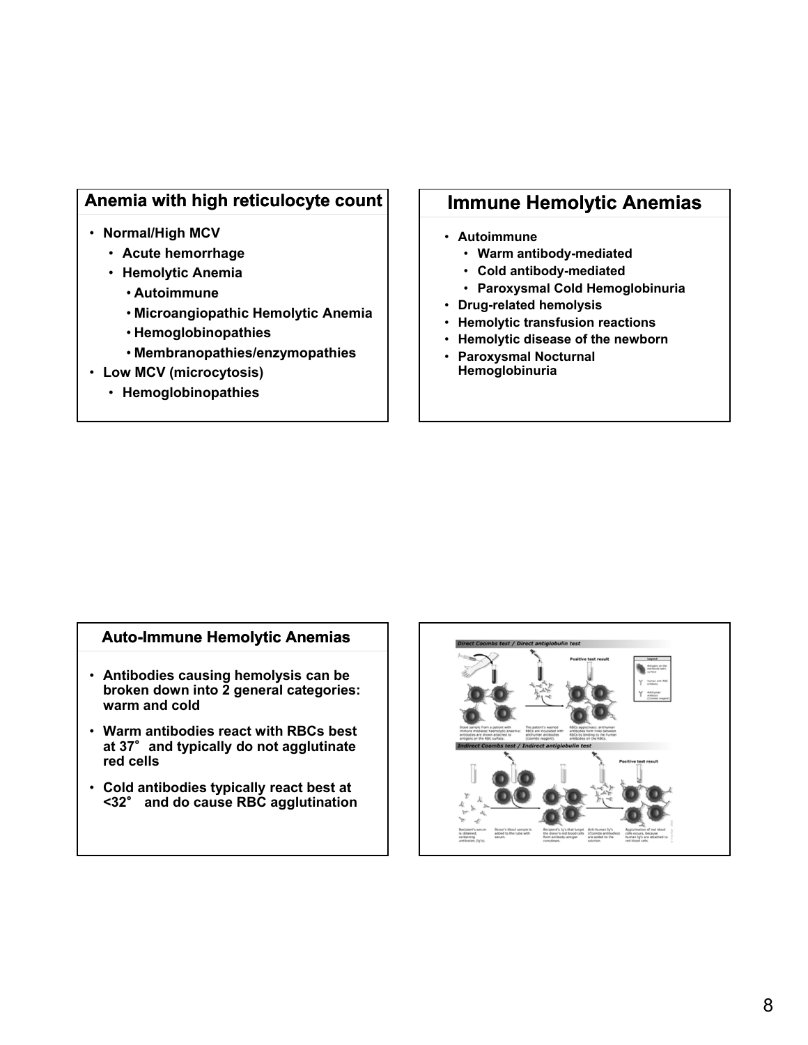## Anemia with high reticulocyte count

- **Normal/High MCV**
  - **Acute hemorrhage**
  - **Hemolytic Anemia**
    - **Autoimmune**
    - **Microangiopathic Hemolytic Anemia**
    - **Hemoglobinopathies**
    - **Membranopathies/enzymopathies**
- **Low MCV (microcytosis)**
  - **Hemoglobinopathies**

## Immune Hemolytic Anemias

- **Autoimmune**
  - **Warm antibody-mediated**
  - **Cold antibody-mediated**
  - **Paroxysmal Cold Hemoglobinuria**
- **Drug-related hemolysis**
- **Hemolytic transfusion reactions**
- **Hemolytic disease of the newborn**
- **Paroxysmal Nocturnal Hemoglobinuria**

## Auto-Immune Hemolytic Anemias

- **Antibodies causing hemolysis can be broken down into 2 general categories: warm and cold**
- **Warm antibodies react with RBCs best at 37° and typically do not agglutinate red cells**
- **Cold antibodies typically react best at <32° and do cause RBC agglutination**

**Direct Coombs test / Direct antiglobulin test**

Positive test result

Blood sample from a patient with immune mediated haemolytic anaemia: antibodies are shown attached to antigens on the RBC surface.

The patient's washed RBCs are incubated with antihuman antibodies (Coombs reagent).

RBCs agglutinate: antihuman antibodies form links between RBCs by binding to the human antibodies on the RBCs.

**Indirect Coombs test / Indirect antiglobulin test**

Positive test result

Recipient's serum is obtained, containing antibodies (Ig's).

Donor's blood sample is added to the tube with serum.

Recipient's Ig's that target the donor's red blood cells form antibody-antigen complexes.

Anti-human Ig's (Coombs antibodies) are added to the solution.

Agglutination of red blood cells occurs, because human Ig's are attached to red blood cells.

Legend: Antigens on the red blood cell's surface; Human anti-RBC antibody; Antihuman antibody (Coombs reagent)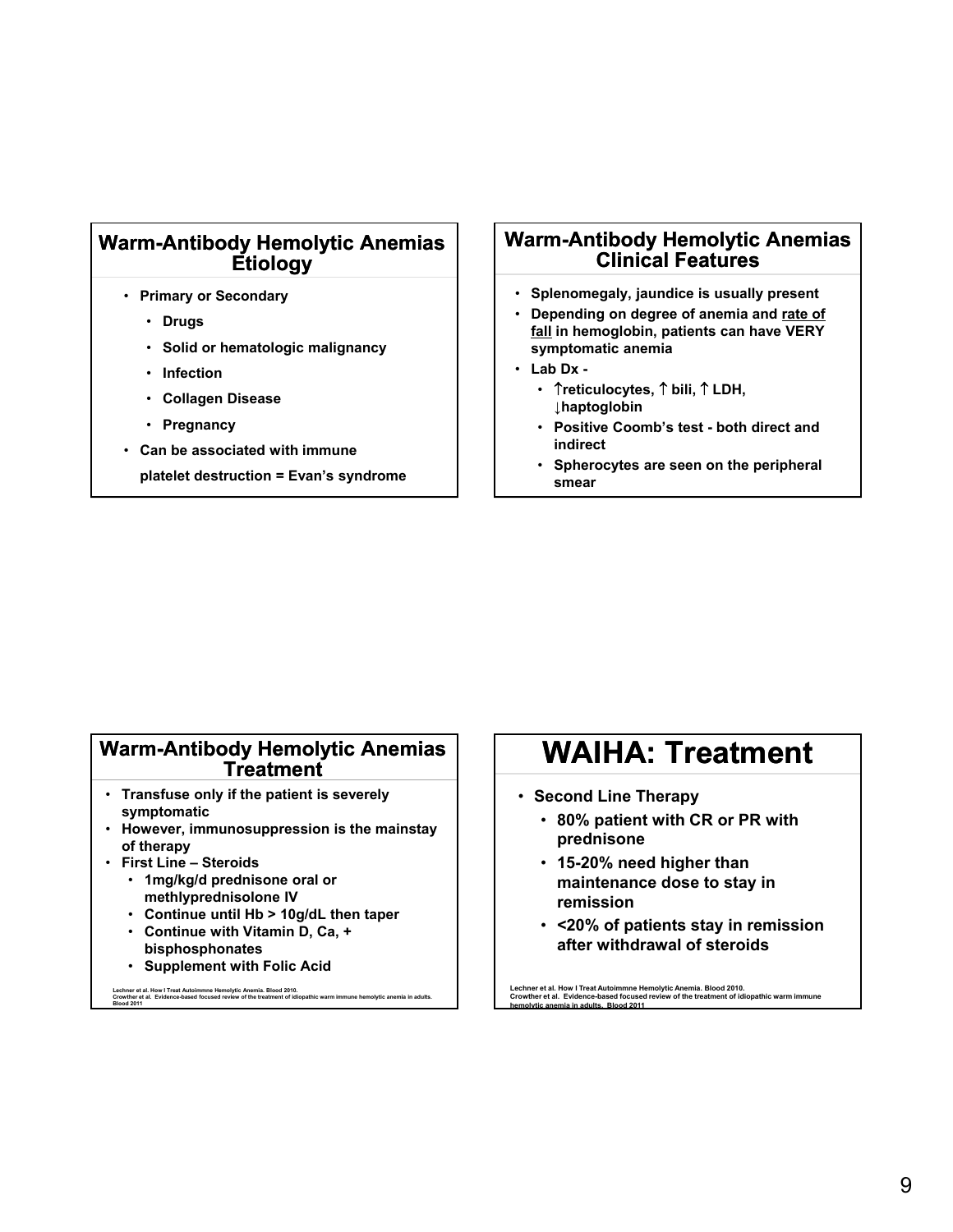## Warm-Antibody Hemolytic Anemias Etiology

- Primary or Secondary
  - Drugs
  - Solid or hematologic malignancy
  - Infection
  - Collagen Disease
  - Pregnancy
- Can be associated with immune platelet destruction = Evan's syndrome

## Warm-Antibody Hemolytic Anemias Clinical Features

- Splenomegaly, jaundice is usually present
- Depending on degree of anemia and <u>rate of fall</u> in hemoglobin, patients can have VERY symptomatic anemia
- Lab Dx -
  - ↑reticulocytes, ↑ bili, ↑ LDH, ↓haptoglobin
  - Positive Coomb's test - both direct and indirect
  - Spherocytes are seen on the peripheral smear

## Warm-Antibody Hemolytic Anemias Treatment

- Transfuse only if the patient is severely symptomatic
- However, immunosuppression is the mainstay of therapy
- First Line – Steroids
  - 1mg/kg/d prednisone oral or methlyprednisolone IV
  - Continue until Hb > 10g/dL then taper
  - Continue with Vitamin D, Ca, + bisphosphonates
  - Supplement with Folic Acid

Lechner et al. How I Treat Autoimmne Hemolytic Anemia. Blood 2010.
Crowther et al. Evidence-based focused review of the treatment of idiopathic warm immune hemolytic anemia in adults. Blood 2011

## WAIHA: Treatment

- Second Line Therapy
  - 80% patient with CR or PR with prednisone
  - 15-20% need higher than maintenance dose to stay in remission
  - <20% of patients stay in remission after withdrawal of steroids

Lechner et al. How I Treat Autoimmne Hemolytic Anemia. Blood 2010.
Crowther et al. Evidence-based focused review of the treatment of idiopathic warm immune hemolytic anemia in adults. Blood 2011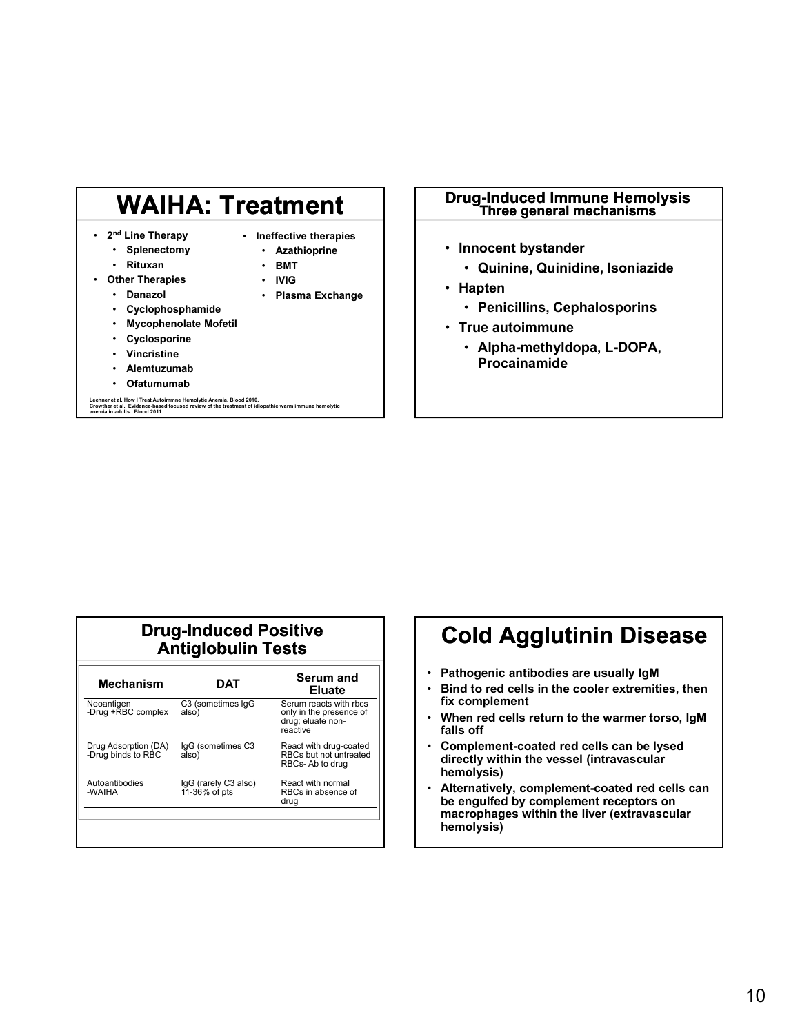# WAIHA: Treatment

- 2nd Line Therapy
  - Splenectomy
  - Rituxan
- Other Therapies
  - Danazol
  - Cyclophosphamide
  - Mycophenolate Mofetil
  - Cyclosporine
  - Vincristine
  - Alemtuzumab
  - Ofatumumab
- Ineffective therapies
  - Azathioprine
  - BMT
  - IVIG
  - Plasma Exchange

Lechner et al. How I Treat Autoimmne Hemolytic Anemia. Blood 2010.
Crowther et al. Evidence-based focused review of the treatment of idiopathic warm immune hemolytic anemia in adults. Blood 2011

# Drug-Induced Immune Hemolysis
## Three general mechanisms

- Innocent bystander
  - Quinine, Quinidine, Isoniazide
- Hapten
  - Penicillins, Cephalosporins
- True autoimmune
  - Alpha-methyldopa, L-DOPA, Procainamide

# Drug-Induced Positive Antiglobulin Tests

| Mechanism | DAT | Serum and Eluate |
|---|---|---|
| Neoantigen -Drug +RBC complex | C3 (sometimes IgG also) | Serum reacts with rbcs only in the presence of drug; eluate non-reactive |
| Drug Adsorption (DA) -Drug binds to RBC | IgG (sometimes C3 also) | React with drug-coated RBCs but not untreated RBCs- Ab to drug |
| Autoantibodies -WAIHA | IgG (rarely C3 also) 11-36% of pts | React with normal RBCs in absence of drug |

# Cold Agglutinin Disease

- Pathogenic antibodies are usually IgM
- Bind to red cells in the cooler extremities, then fix complement
- When red cells return to the warmer torso, IgM falls off
- Complement-coated red cells can be lysed directly within the vessel (intravascular hemolysis)
- Alternatively, complement-coated red cells can be engulfed by complement receptors on macrophages within the liver (extravascular hemolysis)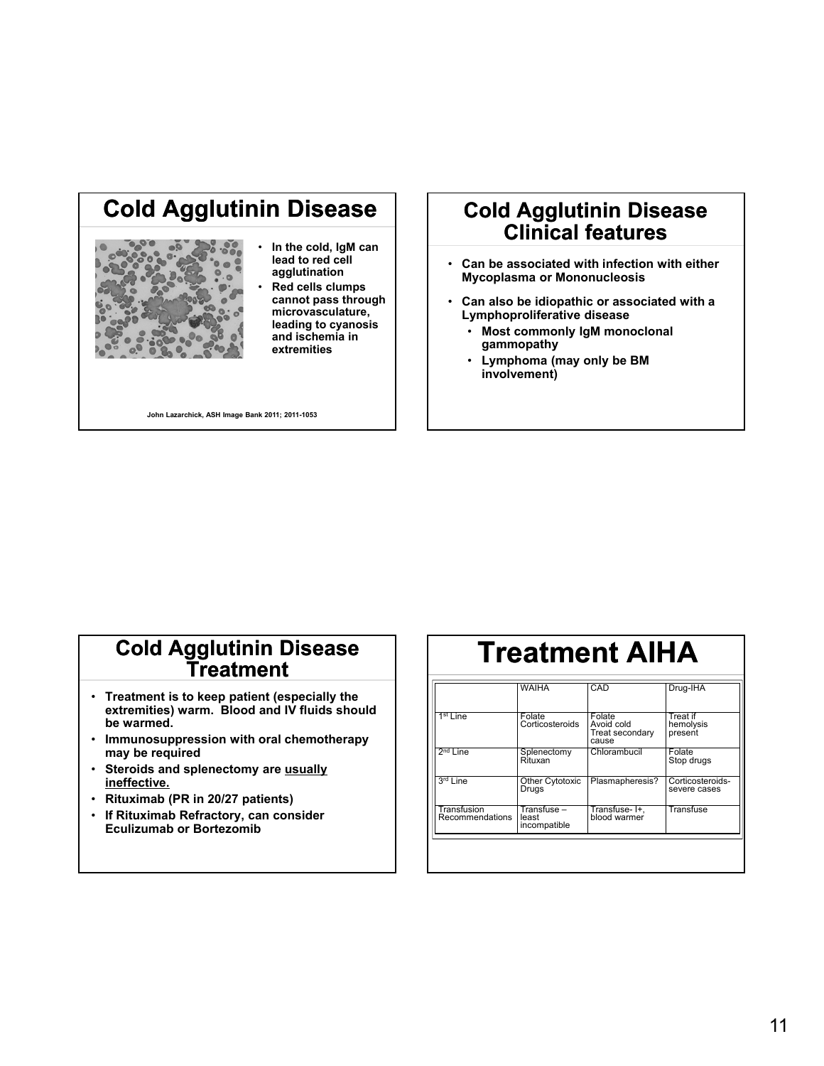## Cold Agglutinin Disease

- In the cold, IgM can lead to red cell agglutination
- Red cells clumps cannot pass through microvasculature, leading to cyanosis and ischemia in extremities

John Lazarchick, ASH Image Bank 2011; 2011-1053

## Cold Agglutinin Disease Clinical features

- Can be associated with infection with either Mycoplasma or Mononucleosis
- Can also be idiopathic or associated with a Lymphoproliferative disease
  - Most commonly IgM monoclonal gammopathy
  - Lymphoma (may only be BM involvement)

## Cold Agglutinin Disease Treatment

- Treatment is to keep patient (especially the extremities) warm. Blood and IV fluids should be warmed.
- Immunosuppression with oral chemotherapy may be required
- Steroids and splenectomy are <u>usually ineffective.</u>
- Rituximab (PR in 20/27 patients)
- If Rituximab Refractory, can consider Eculizumab or Bortezomib

## Treatment AIHA

| | WAIHA | CAD | Drug-IHA |
|---|---|---|---|
| 1st Line | Folate Corticosteroids | Folate Avoid cold Treat secondary cause | Treat if hemolysis present |
| 2nd Line | Splenectomy Rituxan | Chlorambucil | Folate Stop drugs |
| 3rd Line | Other Cytotoxic Drugs | Plasmapheresis? | Corticosteroids- severe cases |
| Transfusion Recommendations | Transfuse – least incompatible | Transfuse- I+, blood warmer | Transfuse |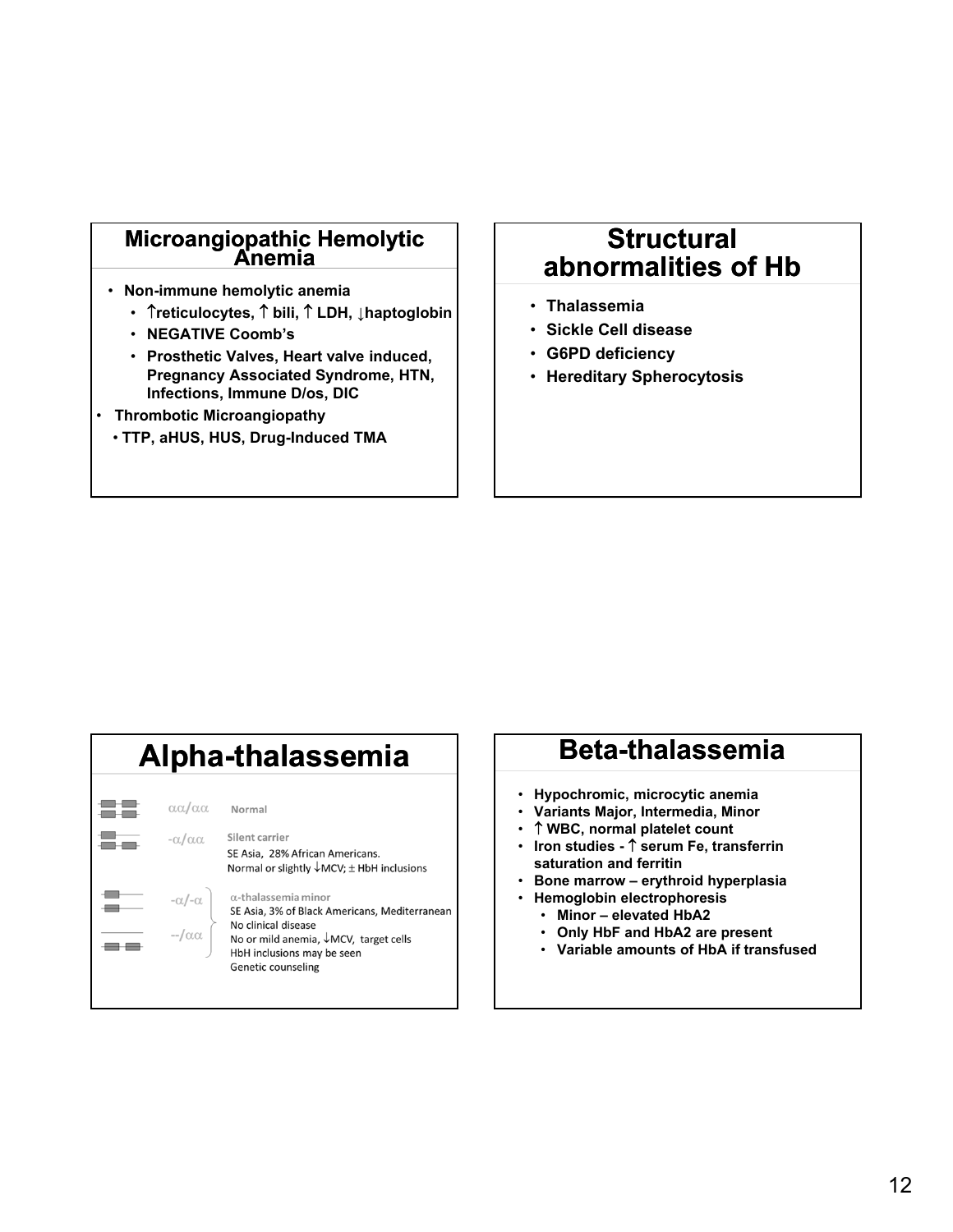## Microangiopathic Hemolytic Anemia

- Non-immune hemolytic anemia
  - ↑reticulocytes, ↑ bili, ↑ LDH, ↓haptoglobin
  - NEGATIVE Coomb's
  - Prosthetic Valves, Heart valve induced, Pregnancy Associated Syndrome, HTN, Infections, Immune D/os, DIC
- Thrombotic Microangiopathy
  - TTP, aHUS, HUS, Drug-Induced TMA

## Structural abnormalities of Hb

- Thalassemia
- Sickle Cell disease
- G6PD deficiency
- Hereditary Spherocytosis

## Alpha-thalassemia

| Genotype | Description |
|---|---|
| αα/αα | Normal |
| -α/αα | Silent carrier<br>SE Asia, 28% African Americans.<br>Normal or slightly ↓MCV; ± HbH inclusions |
| -α/-α<br>--/αα | α-thalassemia minor<br>SE Asia, 3% of Black Americans, Mediterranean<br>No clinical disease<br>No or mild anemia, ↓MCV, target cells<br>HbH inclusions may be seen<br>Genetic counseling |

## Beta-thalassemia

- Hypochromic, microcytic anemia
- Variants Major, Intermedia, Minor
- ↑ WBC, normal platelet count
- Iron studies - ↑ serum Fe, transferrin saturation and ferritin
- Bone marrow – erythroid hyperplasia
- Hemoglobin electrophoresis
  - Minor – elevated HbA2
  - Only HbF and HbA2 are present
  - Variable amounts of HbA if transfused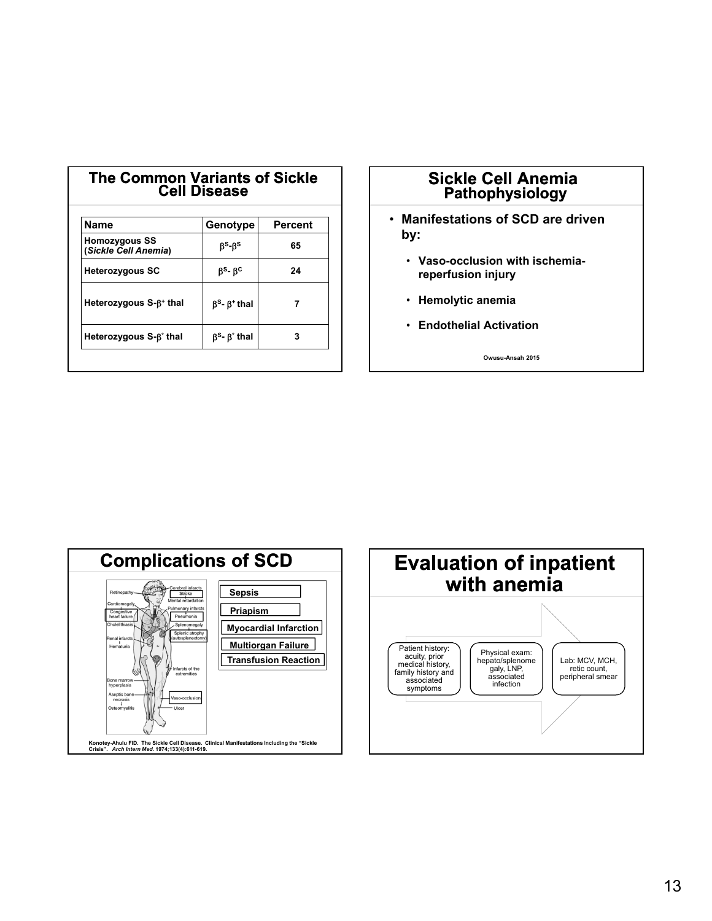## The Common Variants of Sickle Cell Disease

| Name | Genotype | Percent |
|---|---|---|
| **Homozygous SS** (***Sickle Cell Anemia***) | $\beta^S$-$\beta^S$ | 65 |
| **Heterozygous SC** | $\beta^S$- $\beta^C$ | 24 |
| **Heterozygous S-$\beta^+$ thal** | $\beta^S$- $\beta^+$ thal | 7 |
| **Heterozygous S-$\beta^\circ$ thal** | $\beta^S$- $\beta^\circ$ thal | 3 |

## Sickle Cell Anemia
### Pathophysiology

- **Manifestations of SCD are driven by:**
  - **Vaso-occlusion with ischemia-reperfusion injury**
  - **Hemolytic anemia**
  - **Endothelial Activation**

Owusu-Ansah 2015

## Complications of SCD

Retinopathy; Cerebral infarcts; Stroke; Mental retardation; Cardiomegaly; Congestive heart failure; Pulmonary infarcts; Pneumonia; Cholelithiasis; Splenomegaly; Splenic atrophy (autosplenectomy); Renal infarcts; Hematuria; Infarcts of the extremities; Bone marrow hyperplasia; Aseptic bone necrosis; Osteomyelitis; Vaso-occlusion; Ulcer

- **Sepsis**
- **Priapism**
- **Myocardial Infarction**
- **Multiorgan Failure**
- **Transfusion Reaction**

Konotey-Ahulu FID. The Sickle Cell Disease. Clinical Manifestations Including the "Sickle Crisis". *Arch Intern Med.* 1974;133(4):611-619.

## Evaluation of inpatient with anemia

Patient history: acuity, prior medical history, family history and associated symptoms → Physical exam: hepato/splenomegaly, LNP, associated infection → Lab: MCV, MCH, retic count, peripheral smear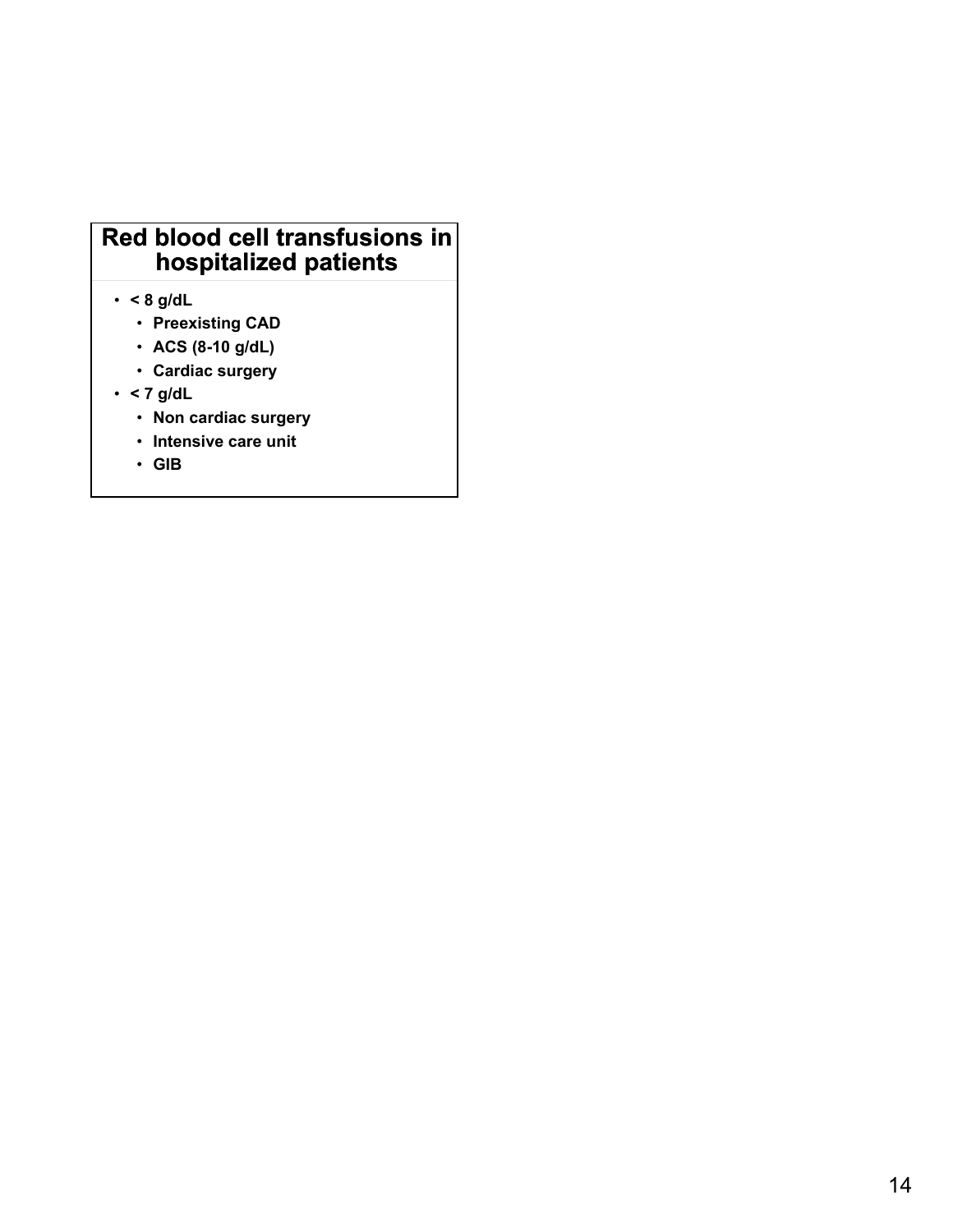## Red blood cell transfusions in hospitalized patients

- **< 8 g/dL**
  - **Preexisting CAD**
  - **ACS (8-10 g/dL)**
  - **Cardiac surgery**
- **< 7 g/dL**
  - **Non cardiac surgery**
  - **Intensive care unit**
  - **GIB**